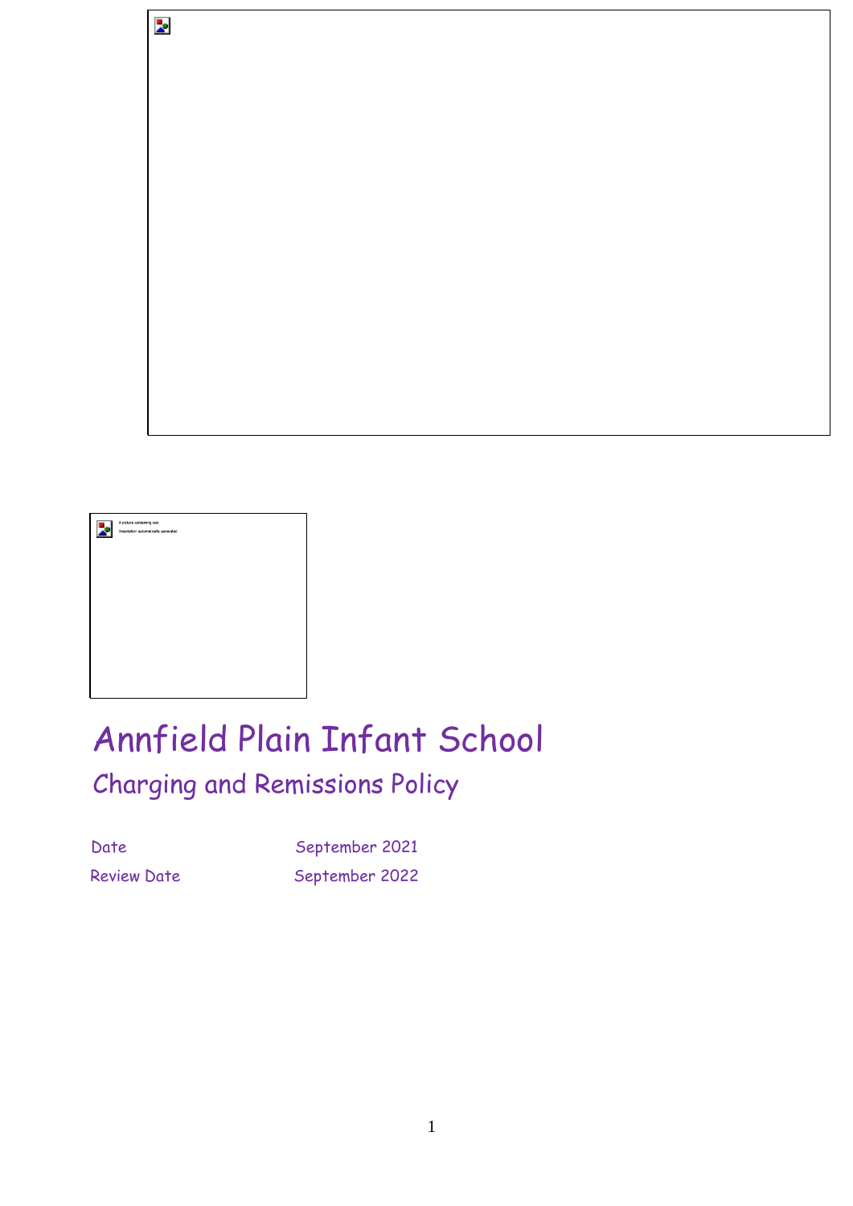# Annfield Plain Infant School

## Charging and Remissions Policy

Date September 2021

Review Date September 2022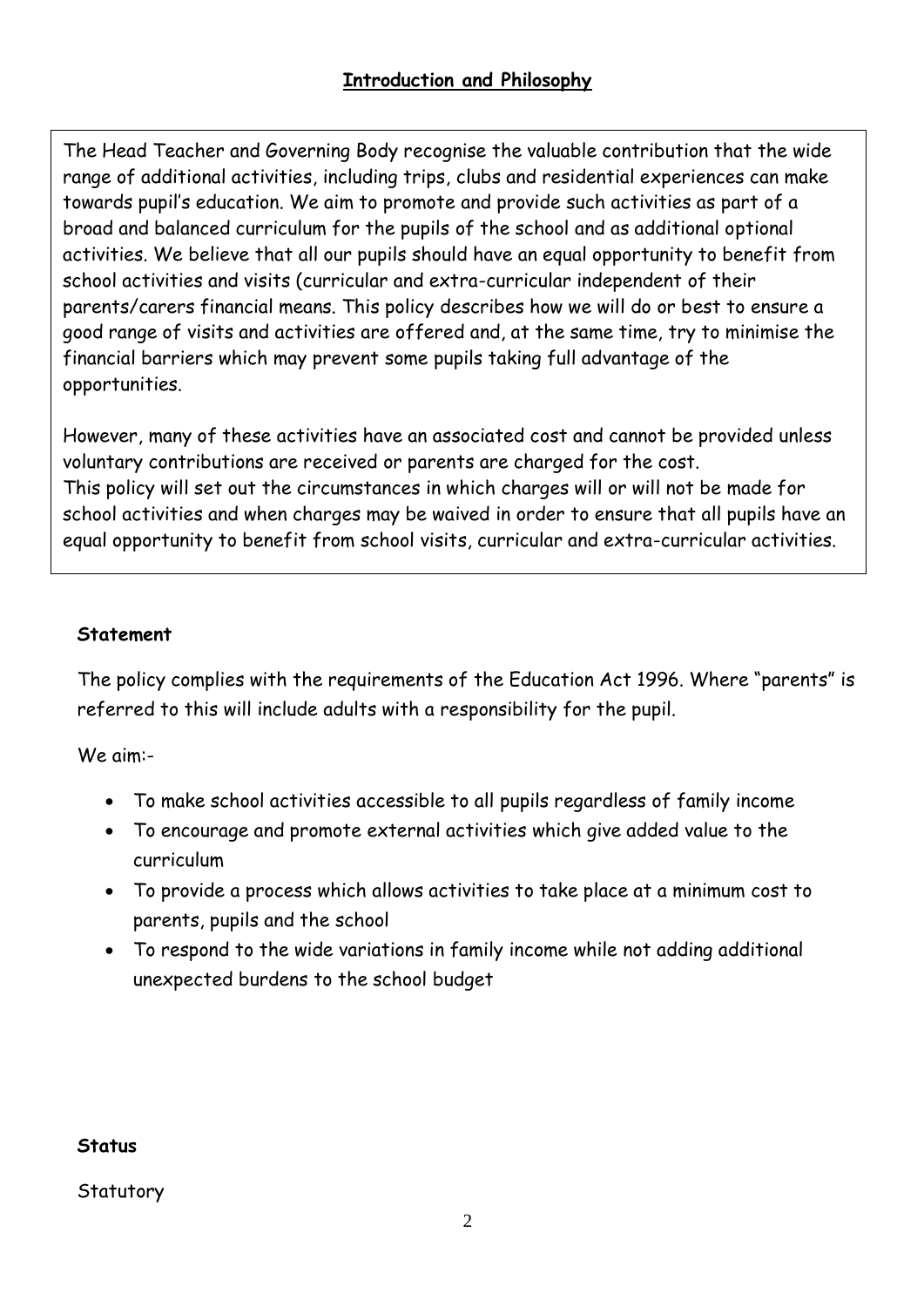## **Introduction and Philosophy**

The Head Teacher and Governing Body recognise the valuable contribution that the wide range of additional activities, including trips, clubs and residential experiences can make towards pupil's education. We aim to promote and provide such activities as part of a broad and balanced curriculum for the pupils of the school and as additional optional activities. We believe that all our pupils should have an equal opportunity to benefit from school activities and visits (curricular and extra-curricular independent of their parents/carers financial means. This policy describes how we will do or best to ensure a good range of visits and activities are offered and, at the same time, try to minimise the financial barriers which may prevent some pupils taking full advantage of the opportunities.

However, many of these activities have an associated cost and cannot be provided unless voluntary contributions are received or parents are charged for the cost.
This policy will set out the circumstances in which charges will or will not be made for school activities and when charges may be waived in order to ensure that all pupils have an equal opportunity to benefit from school visits, curricular and extra-curricular activities.

**Statement**

The policy complies with the requirements of the Education Act 1996. Where "parents" is referred to this will include adults with a responsibility for the pupil.

We aim:-

- To make school activities accessible to all pupils regardless of family income
- To encourage and promote external activities which give added value to the curriculum
- To provide a process which allows activities to take place at a minimum cost to parents, pupils and the school
- To respond to the wide variations in family income while not adding additional unexpected burdens to the school budget

**Status**

Statutory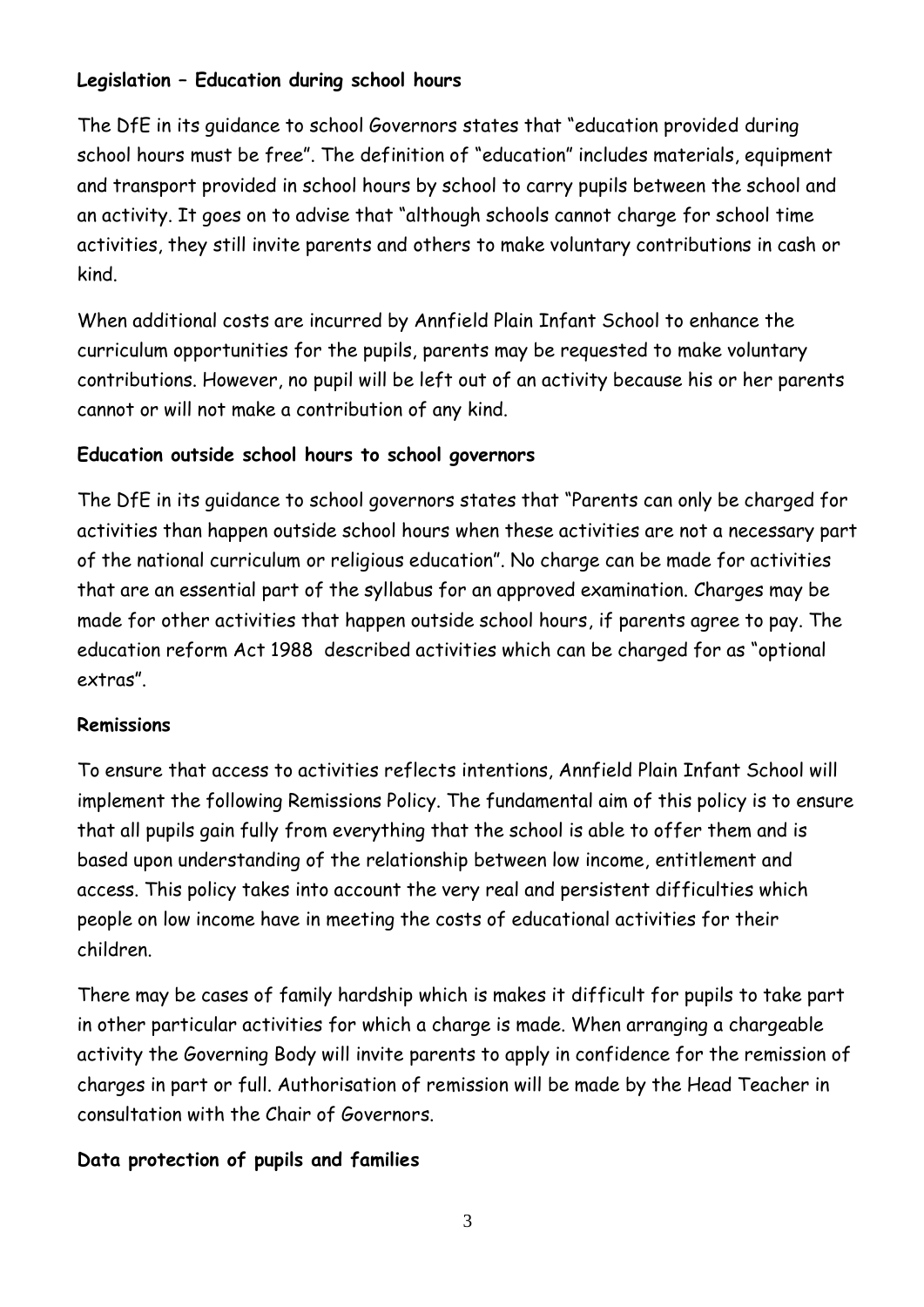**Legislation – Education during school hours**

The DfE in its guidance to school Governors states that "education provided during school hours must be free". The definition of "education" includes materials, equipment and transport provided in school hours by school to carry pupils between the school and an activity. It goes on to advise that "although schools cannot charge for school time activities, they still invite parents and others to make voluntary contributions in cash or kind.

When additional costs are incurred by Annfield Plain Infant School to enhance the curriculum opportunities for the pupils, parents may be requested to make voluntary contributions. However, no pupil will be left out of an activity because his or her parents cannot or will not make a contribution of any kind.

**Education outside school hours to school governors**

The DfE in its guidance to school governors states that "Parents can only be charged for activities than happen outside school hours when these activities are not a necessary part of the national curriculum or religious education". No charge can be made for activities that are an essential part of the syllabus for an approved examination. Charges may be made for other activities that happen outside school hours, if parents agree to pay. The education reform Act 1988 described activities which can be charged for as "optional extras".

**Remissions**

To ensure that access to activities reflects intentions, Annfield Plain Infant School will implement the following Remissions Policy. The fundamental aim of this policy is to ensure that all pupils gain fully from everything that the school is able to offer them and is based upon understanding of the relationship between low income, entitlement and access. This policy takes into account the very real and persistent difficulties which people on low income have in meeting the costs of educational activities for their children.

There may be cases of family hardship which is makes it difficult for pupils to take part in other particular activities for which a charge is made. When arranging a chargeable activity the Governing Body will invite parents to apply in confidence for the remission of charges in part or full. Authorisation of remission will be made by the Head Teacher in consultation with the Chair of Governors.

**Data protection of pupils and families**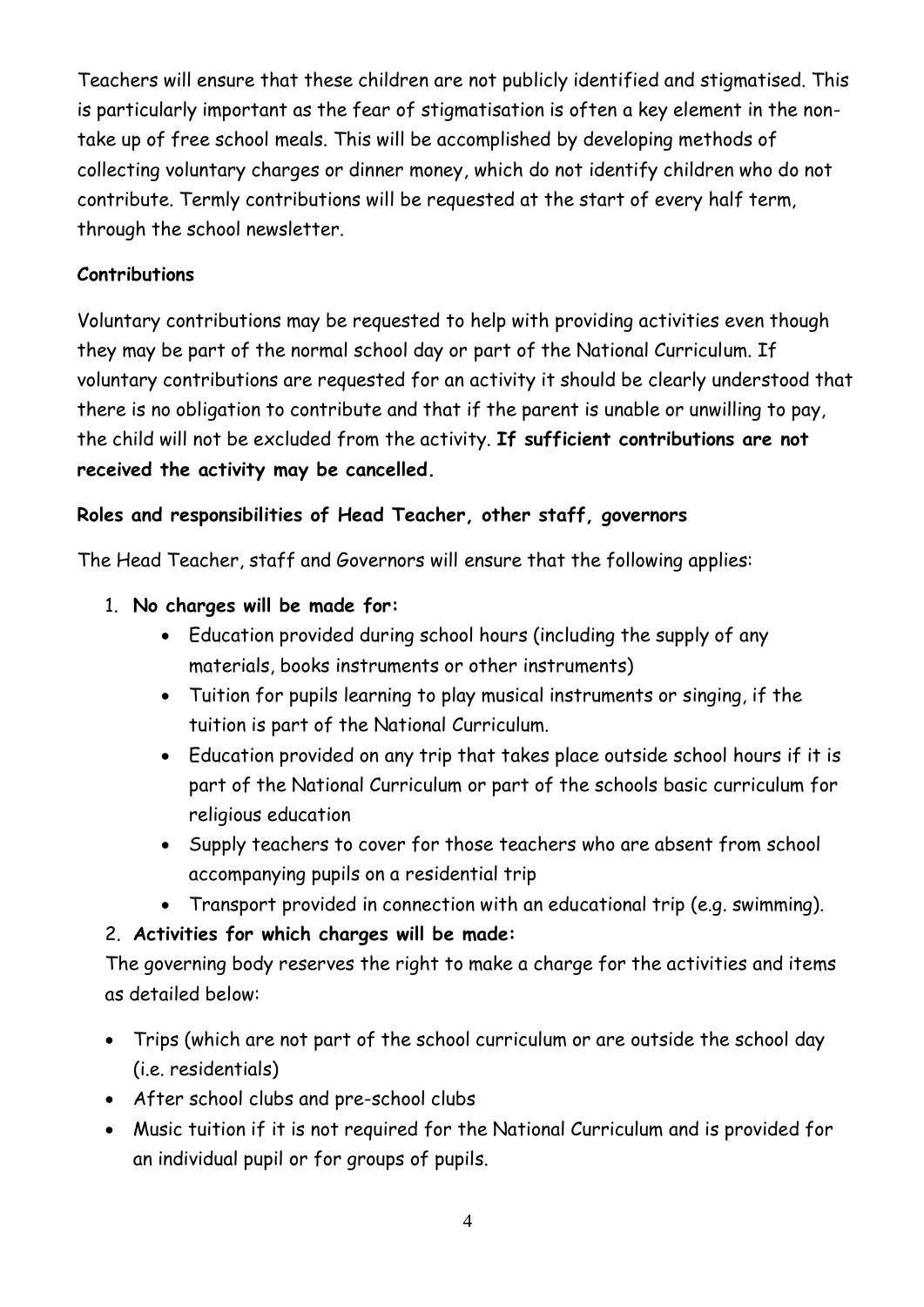Teachers will ensure that these children are not publicly identified and stigmatised. This is particularly important as the fear of stigmatisation is often a key element in the non-take up of free school meals. This will be accomplished by developing methods of collecting voluntary charges or dinner money, which do not identify children who do not contribute. Termly contributions will be requested at the start of every half term, through the school newsletter.

**Contributions**

Voluntary contributions may be requested to help with providing activities even though they may be part of the normal school day or part of the National Curriculum. If voluntary contributions are requested for an activity it should be clearly understood that there is no obligation to contribute and that if the parent is unable or unwilling to pay, the child will not be excluded from the activity. **If sufficient contributions are not received the activity may be cancelled.**

**Roles and responsibilities of Head Teacher, other staff, governors**

The Head Teacher, staff and Governors will ensure that the following applies:

1. **No charges will be made for:**
    - Education provided during school hours (including the supply of any materials, books instruments or other instruments)
    - Tuition for pupils learning to play musical instruments or singing, if the tuition is part of the National Curriculum.
    - Education provided on any trip that takes place outside school hours if it is part of the National Curriculum or part of the schools basic curriculum for religious education
    - Supply teachers to cover for those teachers who are absent from school accompanying pupils on a residential trip
    - Transport provided in connection with an educational trip (e.g. swimming).
2. **Activities for which charges will be made:**

   The governing body reserves the right to make a charge for the activities and items as detailed below:

- Trips (which are not part of the school curriculum or are outside the school day (i.e. residentials)
- After school clubs and pre-school clubs
- Music tuition if it is not required for the National Curriculum and is provided for an individual pupil or for groups of pupils.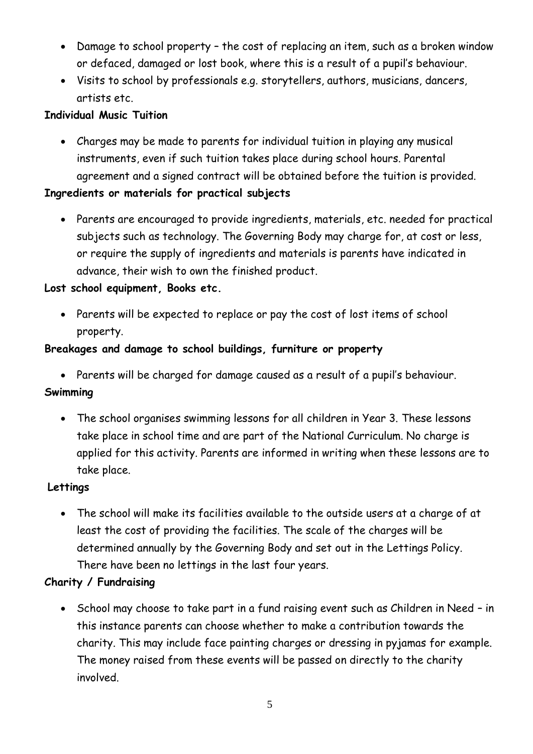- Damage to school property – the cost of replacing an item, such as a broken window or defaced, damaged or lost book, where this is a result of a pupil's behaviour.
- Visits to school by professionals e.g. storytellers, authors, musicians, dancers, artists etc.

**Individual Music Tuition**

- Charges may be made to parents for individual tuition in playing any musical instruments, even if such tuition takes place during school hours. Parental agreement and a signed contract will be obtained before the tuition is provided.

**Ingredients or materials for practical subjects**

- Parents are encouraged to provide ingredients, materials, etc. needed for practical subjects such as technology. The Governing Body may charge for, at cost or less, or require the supply of ingredients and materials is parents have indicated in advance, their wish to own the finished product.

**Lost school equipment, Books etc.**

- Parents will be expected to replace or pay the cost of lost items of school property.

**Breakages and damage to school buildings, furniture or property**

- Parents will be charged for damage caused as a result of a pupil's behaviour.

**Swimming**

- The school organises swimming lessons for all children in Year 3. These lessons take place in school time and are part of the National Curriculum. No charge is applied for this activity. Parents are informed in writing when these lessons are to take place.

**Lettings**

- The school will make its facilities available to the outside users at a charge of at least the cost of providing the facilities. The scale of the charges will be determined annually by the Governing Body and set out in the Lettings Policy. There have been no lettings in the last four years.

**Charity / Fundraising**

- School may choose to take part in a fund raising event such as Children in Need – in this instance parents can choose whether to make a contribution towards the charity. This may include face painting charges or dressing in pyjamas for example. The money raised from these events will be passed on directly to the charity involved.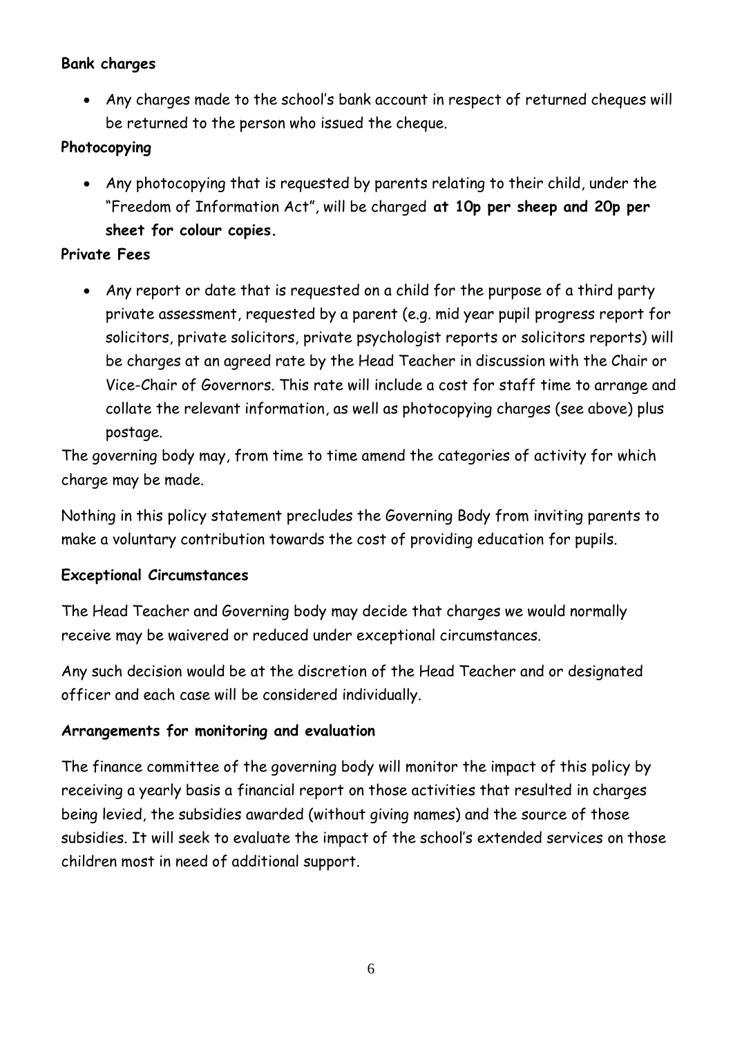**Bank charges**

- Any charges made to the school's bank account in respect of returned cheques will be returned to the person who issued the cheque.

**Photocopying**

- Any photocopying that is requested by parents relating to their child, under the "Freedom of Information Act", will be charged **at 10p per sheep and 20p per sheet for colour copies.**

**Private Fees**

- Any report or date that is requested on a child for the purpose of a third party private assessment, requested by a parent (e.g. mid year pupil progress report for solicitors, private solicitors, private psychologist reports or solicitors reports) will be charges at an agreed rate by the Head Teacher in discussion with the Chair or Vice-Chair of Governors. This rate will include a cost for staff time to arrange and collate the relevant information, as well as photocopying charges (see above) plus postage.

The governing body may, from time to time amend the categories of activity for which charge may be made.

Nothing in this policy statement precludes the Governing Body from inviting parents to make a voluntary contribution towards the cost of providing education for pupils.

**Exceptional Circumstances**

The Head Teacher and Governing body may decide that charges we would normally receive may be waivered or reduced under exceptional circumstances.

Any such decision would be at the discretion of the Head Teacher and or designated officer and each case will be considered individually.

**Arrangements for monitoring and evaluation**

The finance committee of the governing body will monitor the impact of this policy by receiving a yearly basis a financial report on those activities that resulted in charges being levied, the subsidies awarded (without giving names) and the source of those subsidies. It will seek to evaluate the impact of the school's extended services on those children most in need of additional support.